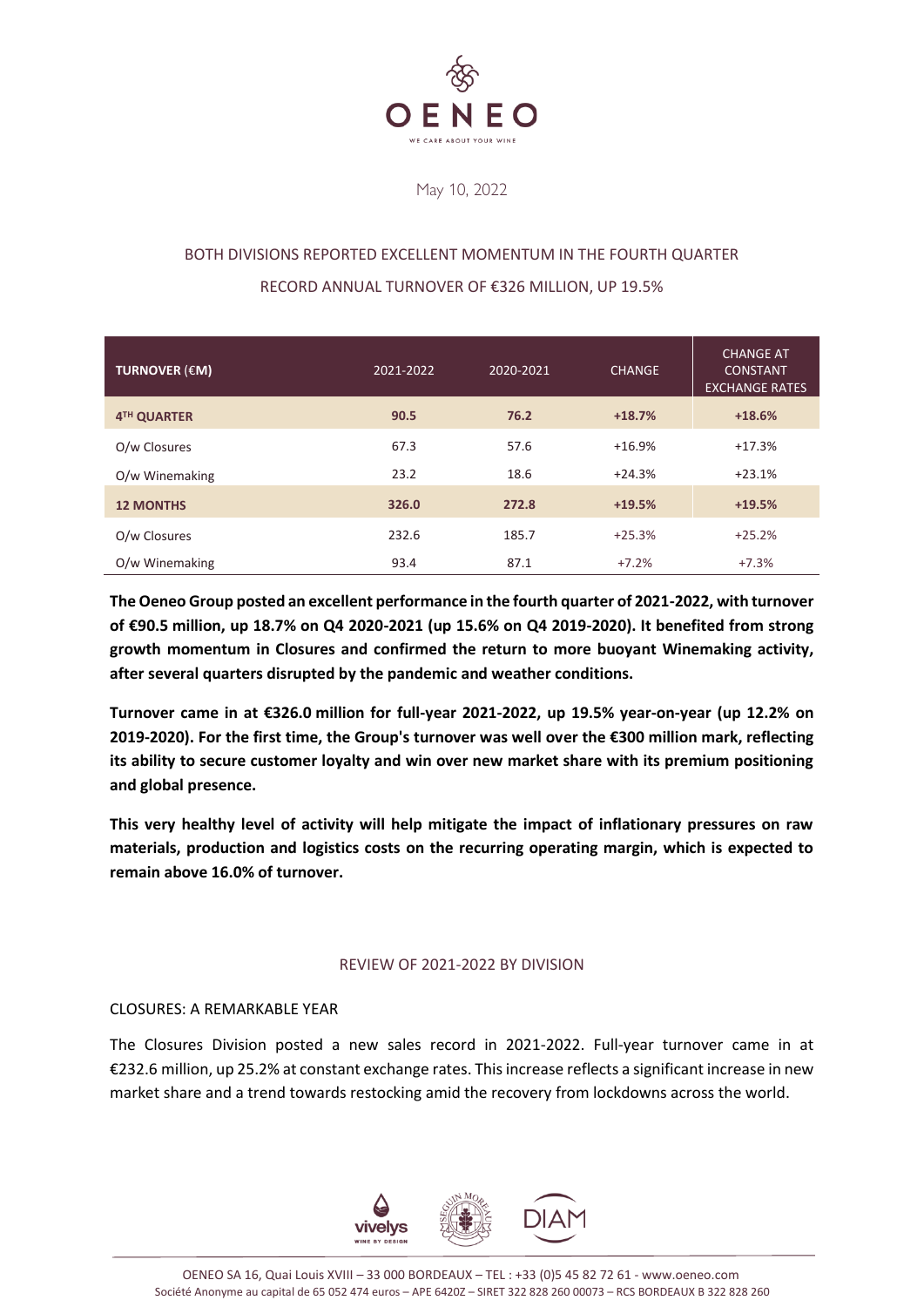May 10, 2022

## BOTH DIVISIONS REPORTED EXCELLENT MOMENTUM IN THE FOURTH QUARTER

## RECORD ANNUAL TURNOVER OF €326 MILLION, UP 19.5%

| TURNOVER (€M) | 2021-2022 | 2020-2021 | CHANGE | CHANGE AT CONSTANT EXCHANGE RATES |
|---|---|---|---|---|
| **4TH QUARTER** | **90.5** | **76.2** | **+18.7%** | **+18.6%** |
| O/w Closures | 67.3 | 57.6 | +16.9% | +17.3% |
| O/w Winemaking | 23.2 | 18.6 | +24.3% | +23.1% |
| **12 MONTHS** | **326.0** | **272.8** | **+19.5%** | **+19.5%** |
| O/w Closures | 232.6 | 185.7 | +25.3% | +25.2% |
| O/w Winemaking | 93.4 | 87.1 | +7.2% | +7.3% |

**The Oeneo Group posted an excellent performance in the fourth quarter of 2021-2022, with turnover of €90.5 million, up 18.7% on Q4 2020-2021 (up 15.6% on Q4 2019-2020). It benefited from strong growth momentum in Closures and confirmed the return to more buoyant Winemaking activity, after several quarters disrupted by the pandemic and weather conditions.**

**Turnover came in at €326.0 million for full-year 2021-2022, up 19.5% year-on-year (up 12.2% on 2019-2020). For the first time, the Group's turnover was well over the €300 million mark, reflecting its ability to secure customer loyalty and win over new market share with its premium positioning and global presence.**

**This very healthy level of activity will help mitigate the impact of inflationary pressures on raw materials, production and logistics costs on the recurring operating margin, which is expected to remain above 16.0% of turnover.**

## REVIEW OF 2021-2022 BY DIVISION

### CLOSURES: A REMARKABLE YEAR

The Closures Division posted a new sales record in 2021-2022. Full-year turnover came in at €232.6 million, up 25.2% at constant exchange rates. This increase reflects a significant increase in new market share and a trend towards restocking amid the recovery from lockdowns across the world.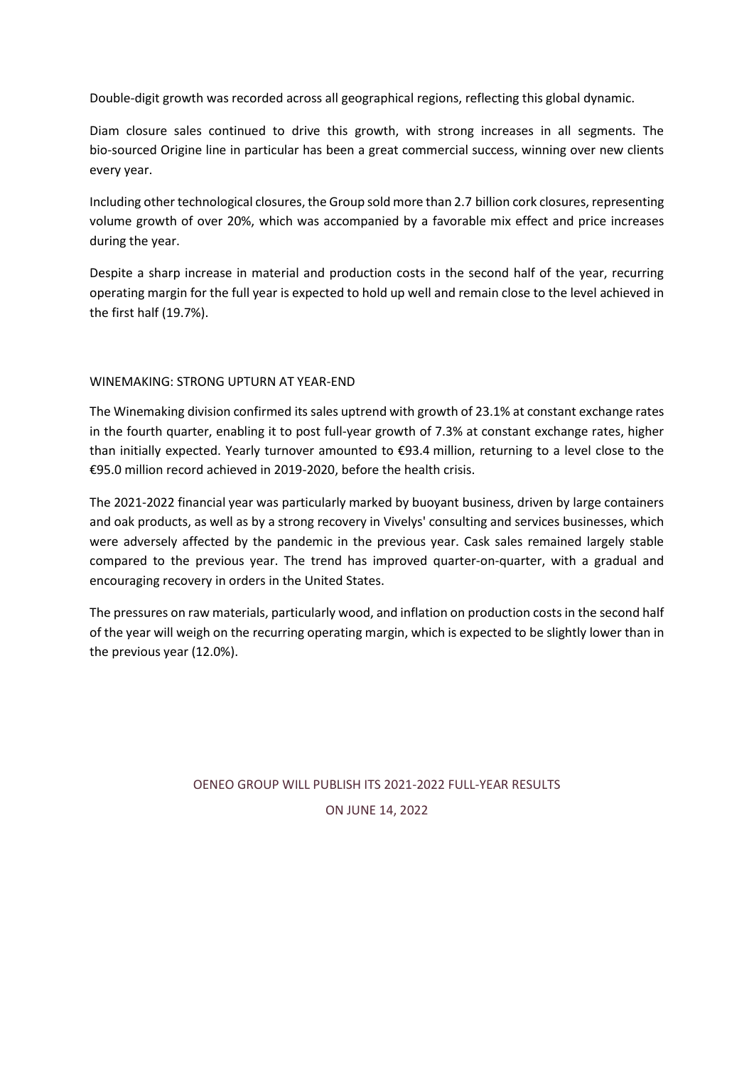Double-digit growth was recorded across all geographical regions, reflecting this global dynamic.

Diam closure sales continued to drive this growth, with strong increases in all segments. The bio-sourced Origine line in particular has been a great commercial success, winning over new clients every year.

Including other technological closures, the Group sold more than 2.7 billion cork closures, representing volume growth of over 20%, which was accompanied by a favorable mix effect and price increases during the year.

Despite a sharp increase in material and production costs in the second half of the year, recurring operating margin for the full year is expected to hold up well and remain close to the level achieved in the first half (19.7%).

## WINEMAKING: STRONG UPTURN AT YEAR-END

The Winemaking division confirmed its sales uptrend with growth of 23.1% at constant exchange rates in the fourth quarter, enabling it to post full-year growth of 7.3% at constant exchange rates, higher than initially expected. Yearly turnover amounted to €93.4 million, returning to a level close to the €95.0 million record achieved in 2019-2020, before the health crisis.

The 2021-2022 financial year was particularly marked by buoyant business, driven by large containers and oak products, as well as by a strong recovery in Vivelys' consulting and services businesses, which were adversely affected by the pandemic in the previous year. Cask sales remained largely stable compared to the previous year. The trend has improved quarter-on-quarter, with a gradual and encouraging recovery in orders in the United States.

The pressures on raw materials, particularly wood, and inflation on production costs in the second half of the year will weigh on the recurring operating margin, which is expected to be slightly lower than in the previous year (12.0%).

OENEO GROUP WILL PUBLISH ITS 2021-2022 FULL-YEAR RESULTS

ON JUNE 14, 2022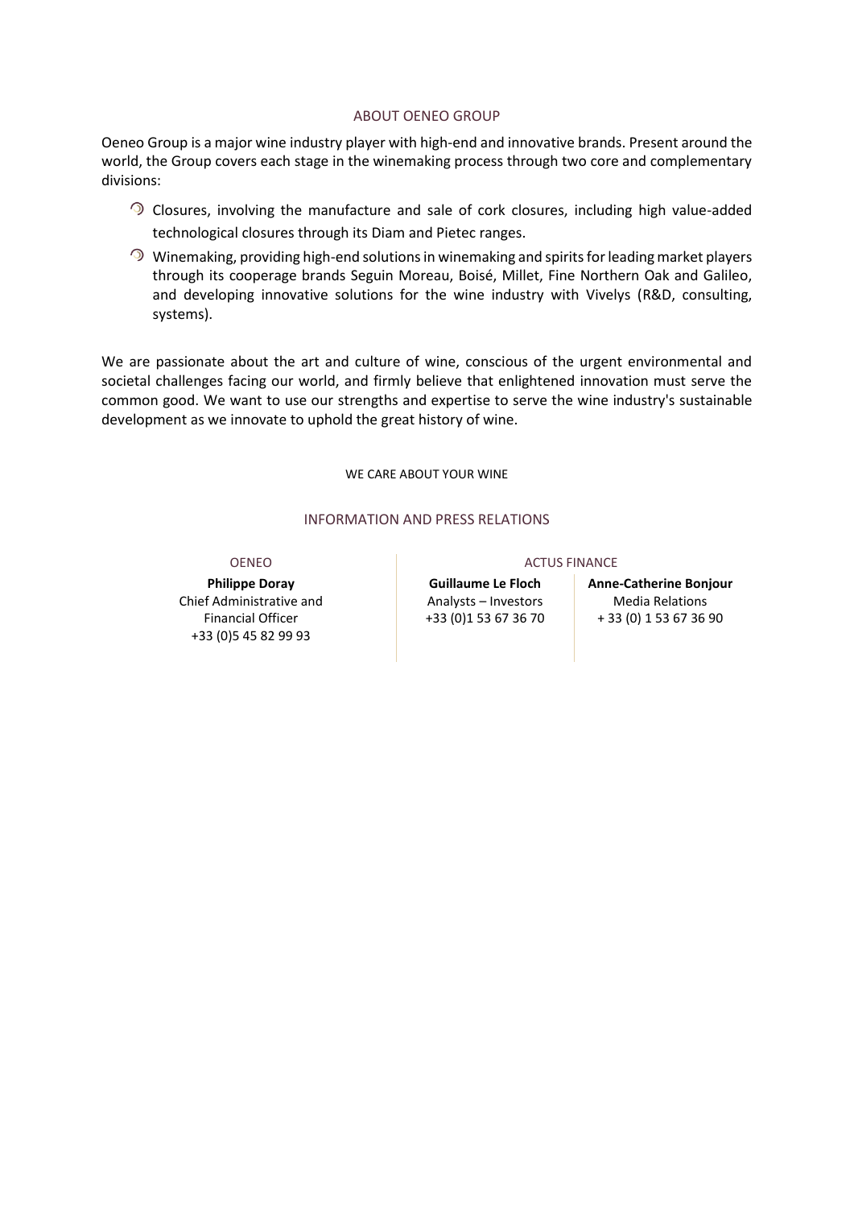## ABOUT OENEO GROUP

Oeneo Group is a major wine industry player with high-end and innovative brands. Present around the world, the Group covers each stage in the winemaking process through two core and complementary divisions:

- Closures, involving the manufacture and sale of cork closures, including high value-added technological closures through its Diam and Pietec ranges.
- Winemaking, providing high-end solutions in winemaking and spirits for leading market players through its cooperage brands Seguin Moreau, Boisé, Millet, Fine Northern Oak and Galileo, and developing innovative solutions for the wine industry with Vivelys (R&D, consulting, systems).

We are passionate about the art and culture of wine, conscious of the urgent environmental and societal challenges facing our world, and firmly believe that enlightened innovation must serve the common good. We want to use our strengths and expertise to serve the wine industry's sustainable development as we innovate to uphold the great history of wine.

WE CARE ABOUT YOUR WINE

## INFORMATION AND PRESS RELATIONS

| OENEO | ACTUS FINANCE | |
|---|---|---|
| **Philippe Doray** | **Guillaume Le Floch** | **Anne-Catherine Bonjour** |
| Chief Administrative and Financial Officer | Analysts – Investors | Media Relations |
| +33 (0)5 45 82 99 93 | +33 (0)1 53 67 36 70 | + 33 (0) 1 53 67 36 90 |